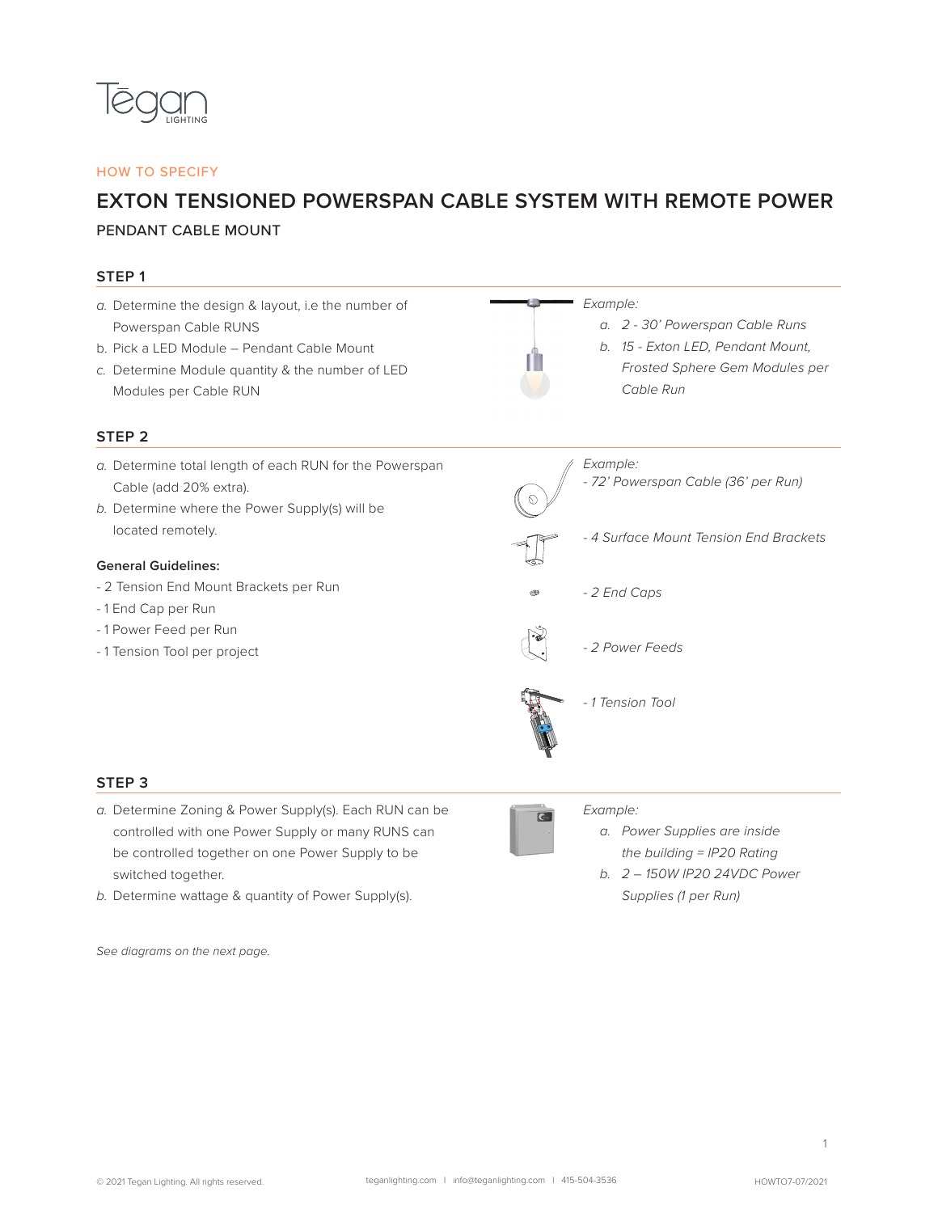Tēgan LIGHTING

HOW TO SPECIFY

# EXTON TENSIONED POWERSPAN CABLE SYSTEM WITH REMOTE POWER

PENDANT CABLE MOUNT

## STEP 1

a. Determine the design & layout, i.e the number of Powerspan Cable RUNS
b. Pick a LED Module – Pendant Cable Mount
c. Determine Module quantity & the number of LED Modules per Cable RUN

*Example:*

*a. 2 - 30' Powerspan Cable Runs*
*b. 15 - Exton LED, Pendant Mount, Frosted Sphere Gem Modules per Cable Run*

## STEP 2

a. Determine total length of each RUN for the Powerspan Cable (add 20% extra).
b. Determine where the Power Supply(s) will be located remotely.

**General Guidelines:**

- 2 Tension End Mount Brackets per Run
- 1 End Cap per Run
- 1 Power Feed per Run
- 1 Tension Tool per project

*Example:*

*- 72' Powerspan Cable (36' per Run)*

*- 4 Surface Mount Tension End Brackets*

*- 2 End Caps*

*- 2 Power Feeds*

*- 1 Tension Tool*

## STEP 3

a. Determine Zoning & Power Supply(s). Each RUN can be controlled with one Power Supply or many RUNS can be controlled together on one Power Supply to be switched together.
b. Determine wattage & quantity of Power Supply(s).

*Example:*

*a. Power Supplies are inside the building = IP20 Rating*
*b. 2 – 150W IP20 24VDC Power Supplies (1 per Run)*

*See diagrams on the next page.*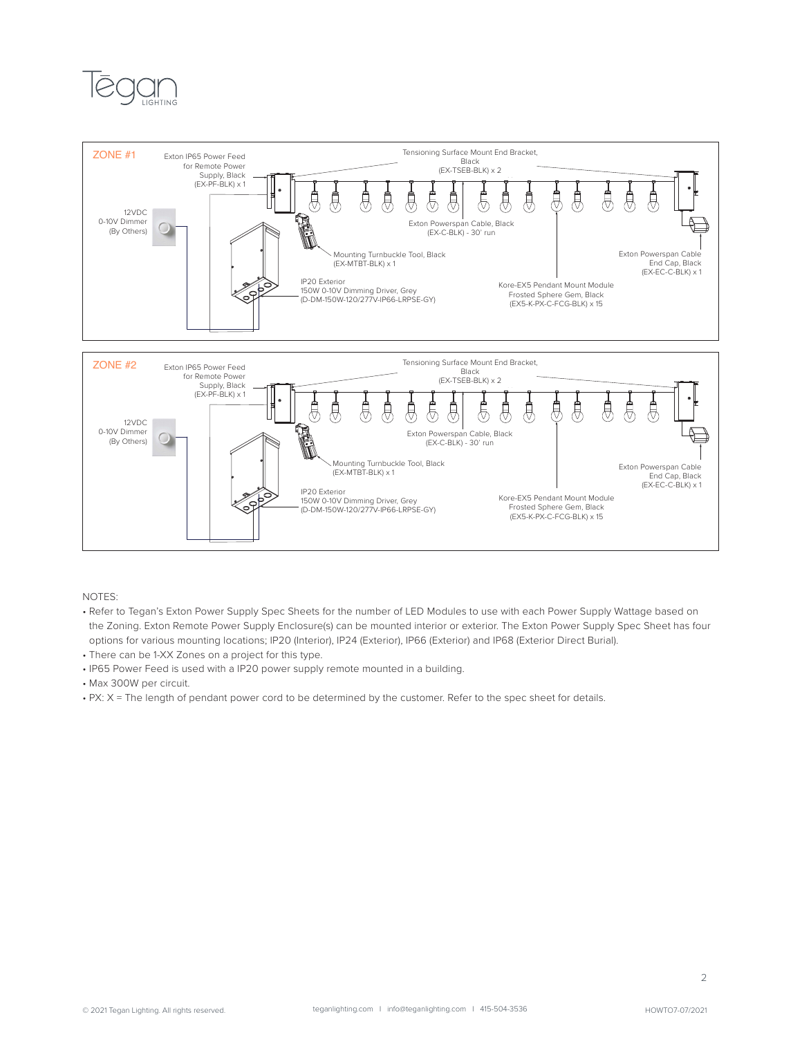## ZONE #1

Exton IP65 Power Feed for Remote Power Supply, Black (EX-PF-BLK) x 1

Tensioning Surface Mount End Bracket, Black (EX-TSEB-BLK) x 2

12VDC 0-10V Dimmer (By Others)

Exton Powerspan Cable, Black (EX-C-BLK) - 30' run

Mounting Turnbuckle Tool, Black (EX-MTBT-BLK) x 1

Exton Powerspan Cable End Cap, Black (EX-EC-C-BLK) x 1

IP20 Exterior 150W 0-10V Dimming Driver, Grey (D-DM-150W-120/277V-IP66-LRPSE-GY)

Kore-EX5 Pendant Mount Module Frosted Sphere Gem, Black (EX5-K-PX-C-FCG-BLK) x 15

## ZONE #2

Exton IP65 Power Feed for Remote Power Supply, Black (EX-PF-BLK) x 1

Tensioning Surface Mount End Bracket, Black (EX-TSEB-BLK) x 2

12VDC 0-10V Dimmer (By Others)

Exton Powerspan Cable, Black (EX-C-BLK) - 30' run

Mounting Turnbuckle Tool, Black (EX-MTBT-BLK) x 1

Exton Powerspan Cable End Cap, Black (EX-EC-C-BLK) x 1

IP20 Exterior 150W 0-10V Dimming Driver, Grey (D-DM-150W-120/277V-IP66-LRPSE-GY)

Kore-EX5 Pendant Mount Module Frosted Sphere Gem, Black (EX5-K-PX-C-FCG-BLK) x 15

NOTES:

- Refer to Tegan's Exton Power Supply Spec Sheets for the number of LED Modules to use with each Power Supply Wattage based on the Zoning. Exton Remote Power Supply Enclosure(s) can be mounted interior or exterior. The Exton Power Supply Spec Sheet has four options for various mounting locations; IP20 (Interior), IP24 (Exterior), IP66 (Exterior) and IP68 (Exterior Direct Burial).
- There can be 1-XX Zones on a project for this type.
- IP65 Power Feed is used with a IP20 power supply remote mounted in a building.
- Max 300W per circuit.
- PX: X = The length of pendant power cord to be determined by the customer. Refer to the spec sheet for details.